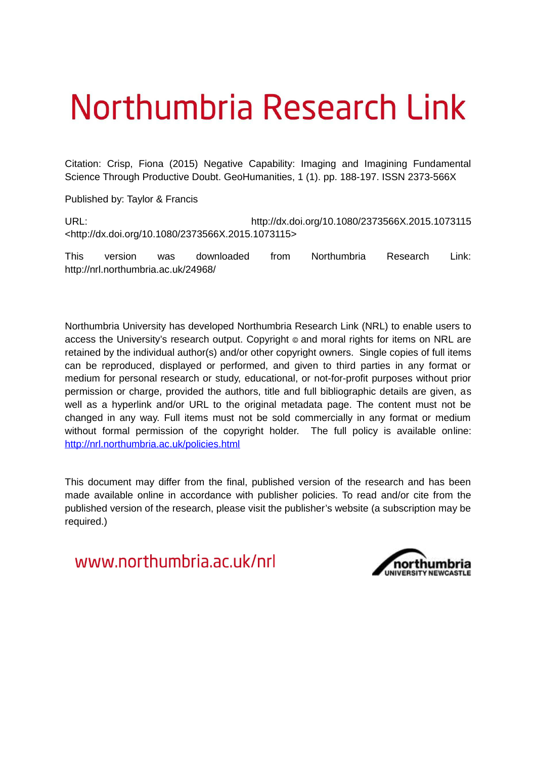# Northumbria Research Link

Citation: Crisp, Fiona (2015) Negative Capability: Imaging and Imagining Fundamental Science Through Productive Doubt. GeoHumanities, 1 (1). pp. 188-197. ISSN 2373-566X

Published by: Taylor & Francis

URL: http://dx.doi.org/10.1080/2373566X.2015.1073115 <http://dx.doi.org/10.1080/2373566X.2015.1073115>

This version was downloaded from Northumbria Research Link: http://nrl.northumbria.ac.uk/24968/

Northumbria University has developed Northumbria Research Link (NRL) to enable users to access the University's research output. Copyright © and moral rights for items on NRL are retained by the individual author(s) and/or other copyright owners. Single copies of full items can be reproduced, displayed or performed, and given to third parties in any format or medium for personal research or study, educational, or not-for-profit purposes without prior permission or charge, provided the authors, title and full bibliographic details are given, as well as a hyperlink and/or URL to the original metadata page. The content must not be changed in any way. Full items must not be sold commercially in any format or medium without formal permission of the copyright holder. The full policy is available online: http://nrl.northumbria.ac.uk/policies.html

This document may differ from the final, published version of the research and has been made available online in accordance with publisher policies. To read and/or cite from the published version of the research, please visit the publisher's website (a subscription may be required.)

www.northumbria.ac.uk/nrl

northumbria UNIVERSITY NEWCASTLE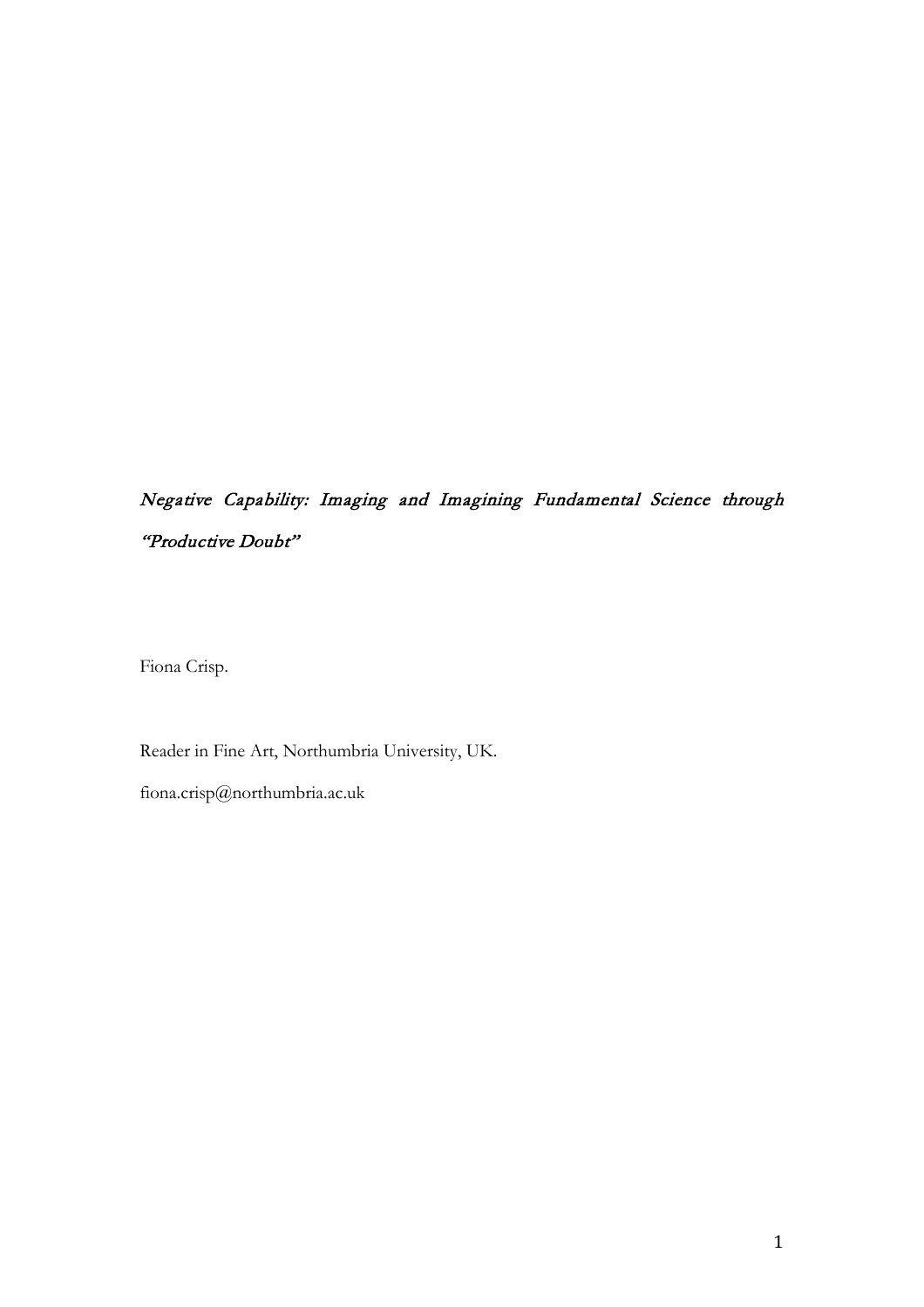*Negative Capability: Imaging and Imagining Fundamental Science through "Productive Doubt"*

Fiona Crisp.

Reader in Fine Art, Northumbria University, UK.

fiona.crisp@northumbria.ac.uk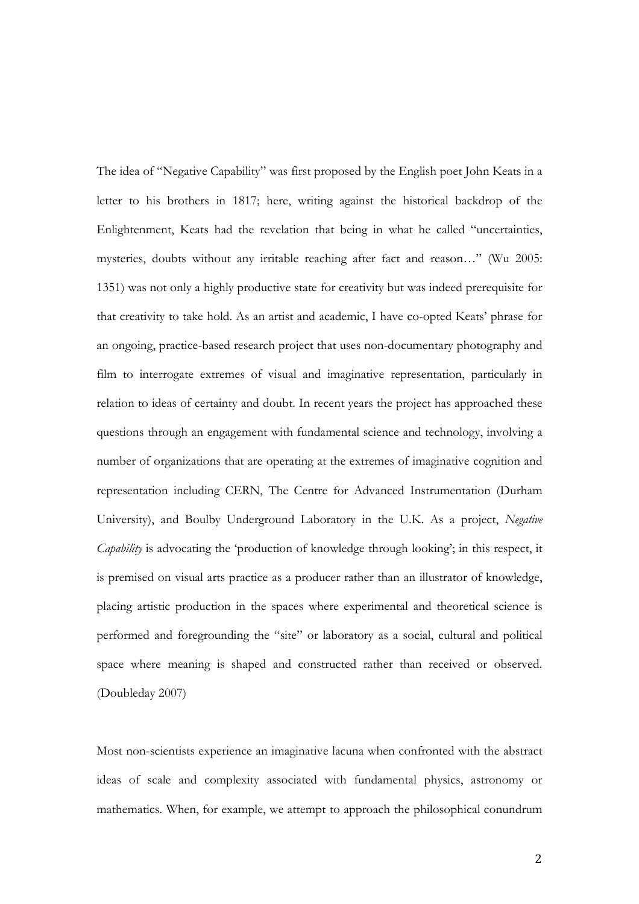The idea of "Negative Capability" was first proposed by the English poet John Keats in a letter to his brothers in 1817; here, writing against the historical backdrop of the Enlightenment, Keats had the revelation that being in what he called "uncertainties, mysteries, doubts without any irritable reaching after fact and reason…" (Wu 2005: 1351) was not only a highly productive state for creativity but was indeed prerequisite for that creativity to take hold. As an artist and academic, I have co-opted Keats' phrase for an ongoing, practice-based research project that uses non-documentary photography and film to interrogate extremes of visual and imaginative representation, particularly in relation to ideas of certainty and doubt. In recent years the project has approached these questions through an engagement with fundamental science and technology, involving a number of organizations that are operating at the extremes of imaginative cognition and representation including CERN, The Centre for Advanced Instrumentation (Durham University), and Boulby Underground Laboratory in the U.K. As a project, *Negative Capability* is advocating the 'production of knowledge through looking'; in this respect, it is premised on visual arts practice as a producer rather than an illustrator of knowledge, placing artistic production in the spaces where experimental and theoretical science is performed and foregrounding the "site" or laboratory as a social, cultural and political space where meaning is shaped and constructed rather than received or observed. (Doubleday 2007)

Most non-scientists experience an imaginative lacuna when confronted with the abstract ideas of scale and complexity associated with fundamental physics, astronomy or mathematics. When, for example, we attempt to approach the philosophical conundrum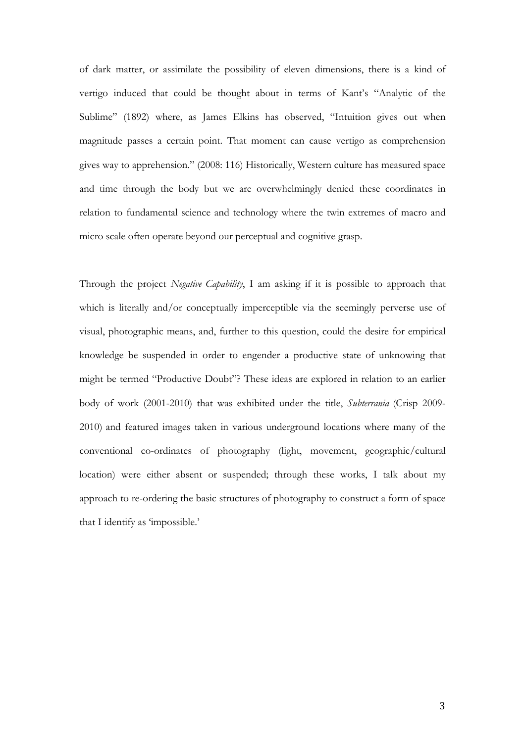of dark matter, or assimilate the possibility of eleven dimensions, there is a kind of vertigo induced that could be thought about in terms of Kant's "Analytic of the Sublime" (1892) where, as James Elkins has observed, "Intuition gives out when magnitude passes a certain point. That moment can cause vertigo as comprehension gives way to apprehension." (2008: 116) Historically, Western culture has measured space and time through the body but we are overwhelmingly denied these coordinates in relation to fundamental science and technology where the twin extremes of macro and micro scale often operate beyond our perceptual and cognitive grasp.

Through the project *Negative Capability*, I am asking if it is possible to approach that which is literally and/or conceptually imperceptible via the seemingly perverse use of visual, photographic means, and, further to this question, could the desire for empirical knowledge be suspended in order to engender a productive state of unknowing that might be termed "Productive Doubt"? These ideas are explored in relation to an earlier body of work (2001-2010) that was exhibited under the title, *Subterrania* (Crisp 2009-2010) and featured images taken in various underground locations where many of the conventional co-ordinates of photography (light, movement, geographic/cultural location) were either absent or suspended; through these works, I talk about my approach to re-ordering the basic structures of photography to construct a form of space that I identify as 'impossible.'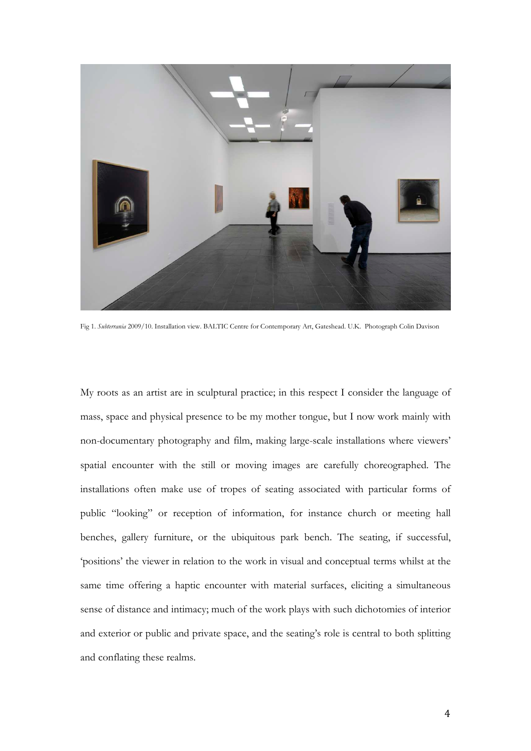Fig 1. *Subterrania* 2009/10. Installation view. BALTIC Centre for Contemporary Art, Gateshead. U.K. Photograph Colin Davison

My roots as an artist are in sculptural practice; in this respect I consider the language of mass, space and physical presence to be my mother tongue, but I now work mainly with non-documentary photography and film, making large-scale installations where viewers' spatial encounter with the still or moving images are carefully choreographed. The installations often make use of tropes of seating associated with particular forms of public "looking" or reception of information, for instance church or meeting hall benches, gallery furniture, or the ubiquitous park bench. The seating, if successful, 'positions' the viewer in relation to the work in visual and conceptual terms whilst at the same time offering a haptic encounter with material surfaces, eliciting a simultaneous sense of distance and intimacy; much of the work plays with such dichotomies of interior and exterior or public and private space, and the seating's role is central to both splitting and conflating these realms.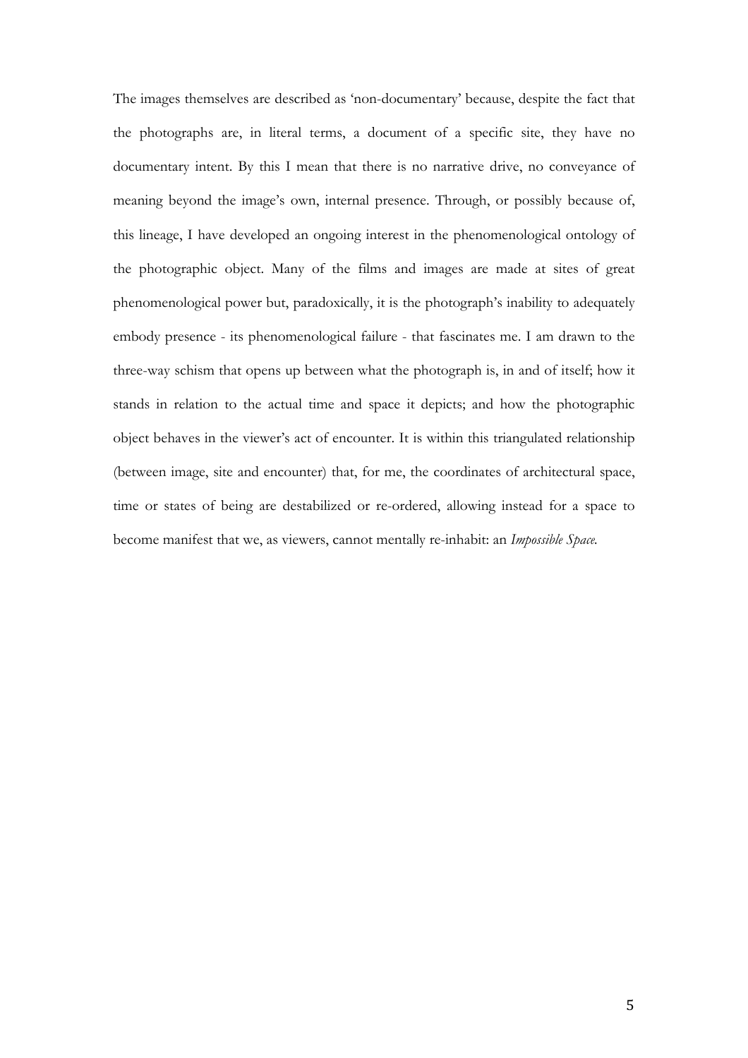The images themselves are described as 'non-documentary' because, despite the fact that the photographs are, in literal terms, a document of a specific site, they have no documentary intent. By this I mean that there is no narrative drive, no conveyance of meaning beyond the image's own, internal presence. Through, or possibly because of, this lineage, I have developed an ongoing interest in the phenomenological ontology of the photographic object. Many of the films and images are made at sites of great phenomenological power but, paradoxically, it is the photograph's inability to adequately embody presence - its phenomenological failure - that fascinates me. I am drawn to the three-way schism that opens up between what the photograph is, in and of itself; how it stands in relation to the actual time and space it depicts; and how the photographic object behaves in the viewer's act of encounter. It is within this triangulated relationship (between image, site and encounter) that, for me, the coordinates of architectural space, time or states of being are destabilized or re-ordered, allowing instead for a space to become manifest that we, as viewers, cannot mentally re-inhabit: an *Impossible Space*.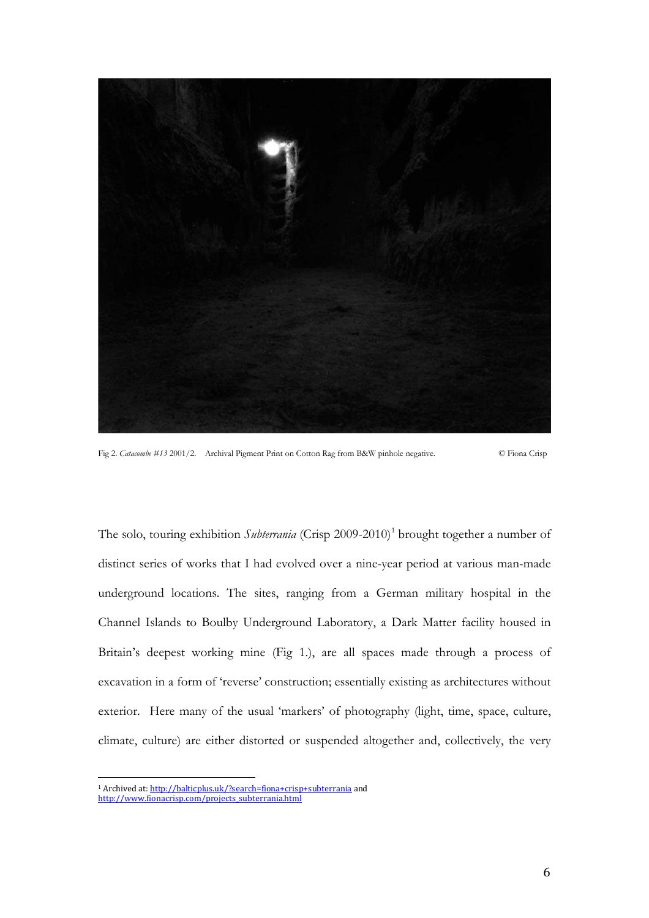Fig 2. *Catacombe #13* 2001/2. Archival Pigment Print on Cotton Rag from B&W pinhole negative. © Fiona Crisp

The solo, touring exhibition *Subterrania* (Crisp 2009-2010)[1] brought together a number of distinct series of works that I had evolved over a nine-year period at various man-made underground locations. The sites, ranging from a German military hospital in the Channel Islands to Boulby Underground Laboratory, a Dark Matter facility housed in Britain's deepest working mine (Fig 1.), are all spaces made through a process of excavation in a form of 'reverse' construction; essentially existing as architectures without exterior. Here many of the usual 'markers' of photography (light, time, space, culture, climate, culture) are either distorted or suspended altogether and, collectively, the very

[1] Archived at: http://balticplus.uk/?search=fiona+crisp+subterrania and http://www.fionacrisp.com/projects_subterrania.html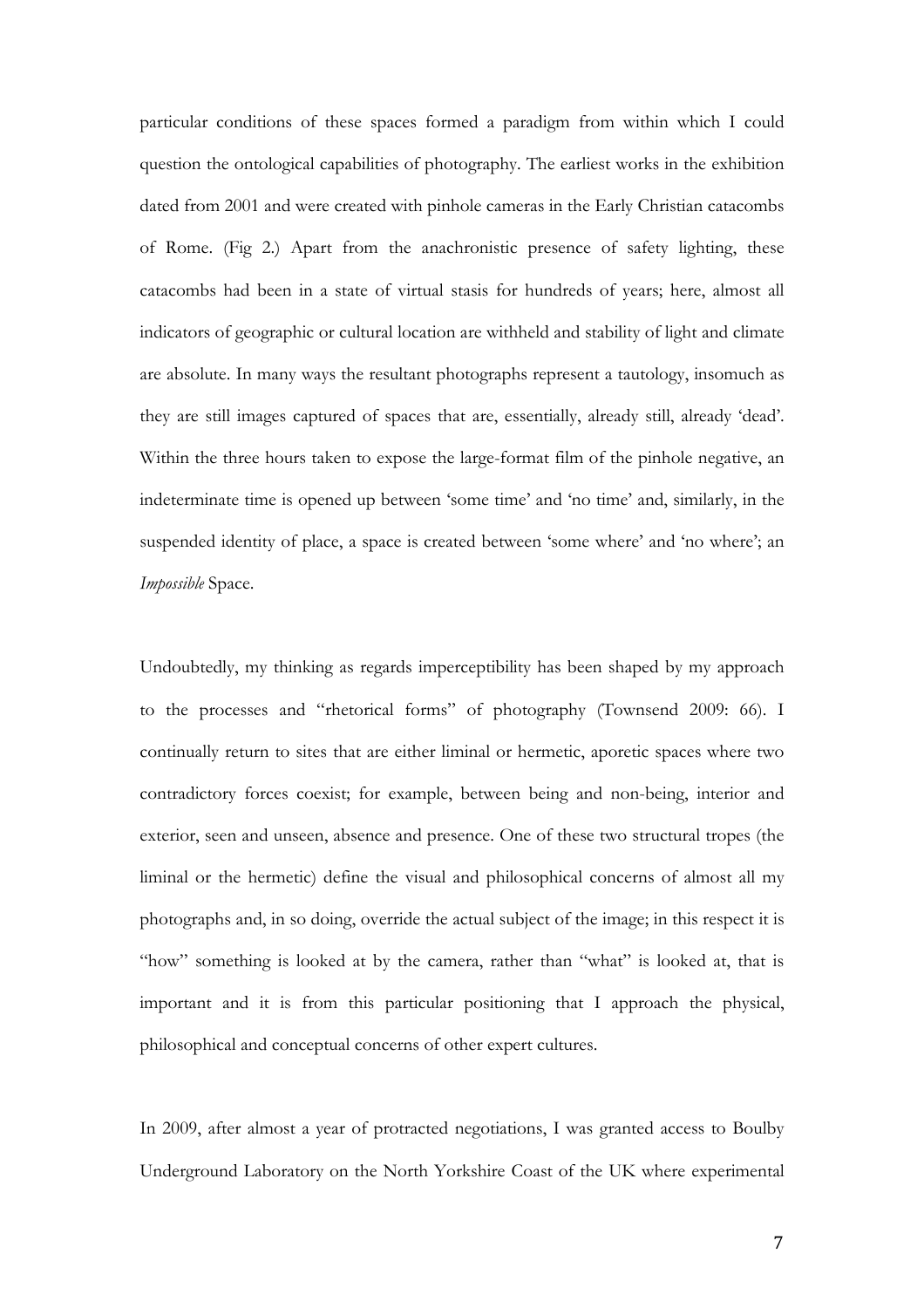particular conditions of these spaces formed a paradigm from within which I could question the ontological capabilities of photography. The earliest works in the exhibition dated from 2001 and were created with pinhole cameras in the Early Christian catacombs of Rome. (Fig 2.) Apart from the anachronistic presence of safety lighting, these catacombs had been in a state of virtual stasis for hundreds of years; here, almost all indicators of geographic or cultural location are withheld and stability of light and climate are absolute. In many ways the resultant photographs represent a tautology, insomuch as they are still images captured of spaces that are, essentially, already still, already 'dead'. Within the three hours taken to expose the large-format film of the pinhole negative, an indeterminate time is opened up between 'some time' and 'no time' and, similarly, in the suspended identity of place, a space is created between 'some where' and 'no where'; an *Impossible* Space.

Undoubtedly, my thinking as regards imperceptibility has been shaped by my approach to the processes and "rhetorical forms" of photography (Townsend 2009: 66). I continually return to sites that are either liminal or hermetic, aporetic spaces where two contradictory forces coexist; for example, between being and non-being, interior and exterior, seen and unseen, absence and presence. One of these two structural tropes (the liminal or the hermetic) define the visual and philosophical concerns of almost all my photographs and, in so doing, override the actual subject of the image; in this respect it is "how" something is looked at by the camera, rather than "what" is looked at, that is important and it is from this particular positioning that I approach the physical, philosophical and conceptual concerns of other expert cultures.

In 2009, after almost a year of protracted negotiations, I was granted access to Boulby Underground Laboratory on the North Yorkshire Coast of the UK where experimental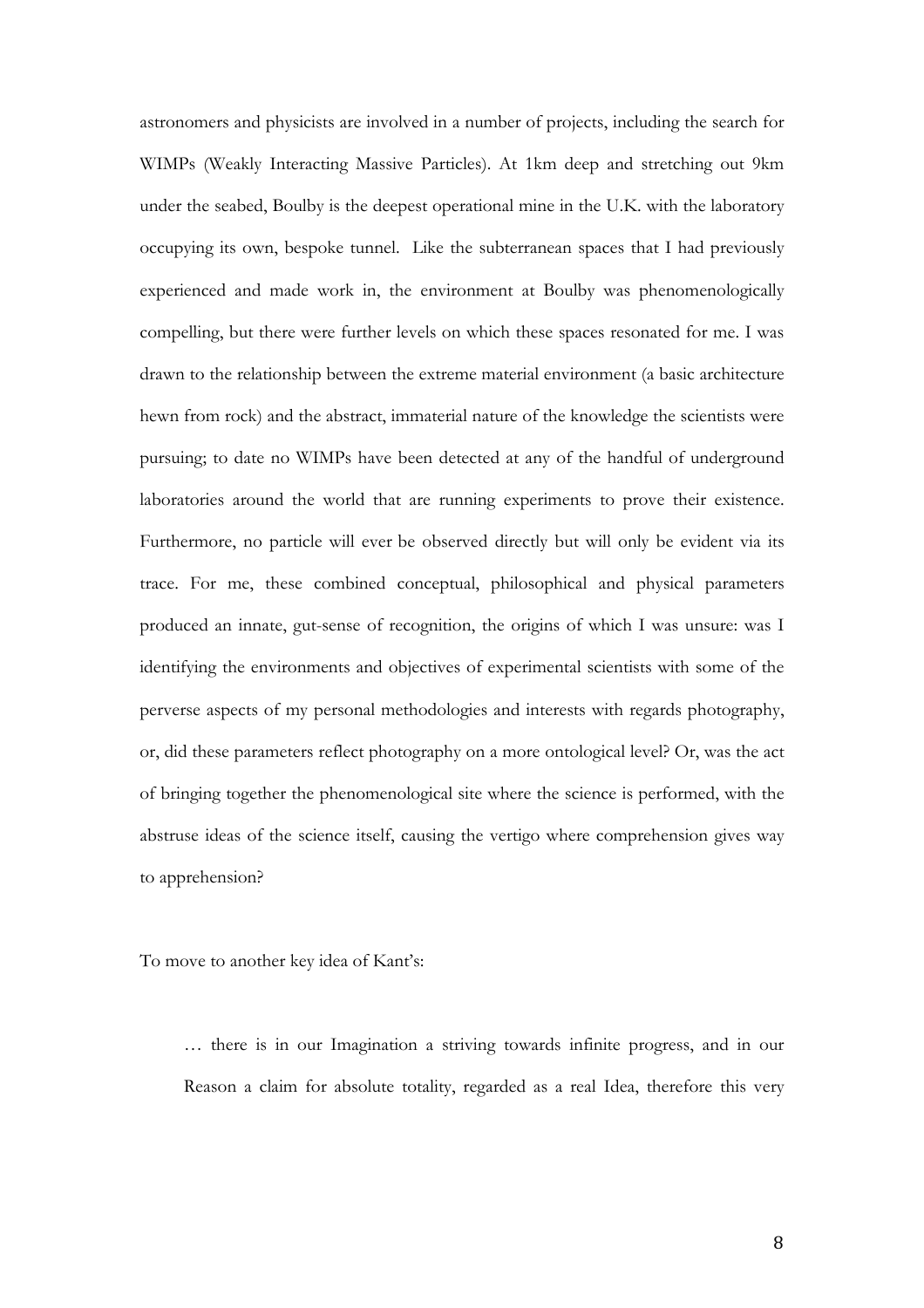astronomers and physicists are involved in a number of projects, including the search for WIMPs (Weakly Interacting Massive Particles). At 1km deep and stretching out 9km under the seabed, Boulby is the deepest operational mine in the U.K. with the laboratory occupying its own, bespoke tunnel. Like the subterranean spaces that I had previously experienced and made work in, the environment at Boulby was phenomenologically compelling, but there were further levels on which these spaces resonated for me. I was drawn to the relationship between the extreme material environment (a basic architecture hewn from rock) and the abstract, immaterial nature of the knowledge the scientists were pursuing; to date no WIMPs have been detected at any of the handful of underground laboratories around the world that are running experiments to prove their existence. Furthermore, no particle will ever be observed directly but will only be evident via its trace. For me, these combined conceptual, philosophical and physical parameters produced an innate, gut-sense of recognition, the origins of which I was unsure: was I identifying the environments and objectives of experimental scientists with some of the perverse aspects of my personal methodologies and interests with regards photography, or, did these parameters reflect photography on a more ontological level? Or, was the act of bringing together the phenomenological site where the science is performed, with the abstruse ideas of the science itself, causing the vertigo where comprehension gives way to apprehension?

To move to another key idea of Kant's:

> … there is in our Imagination a striving towards infinite progress, and in our Reason a claim for absolute totality, regarded as a real Idea, therefore this very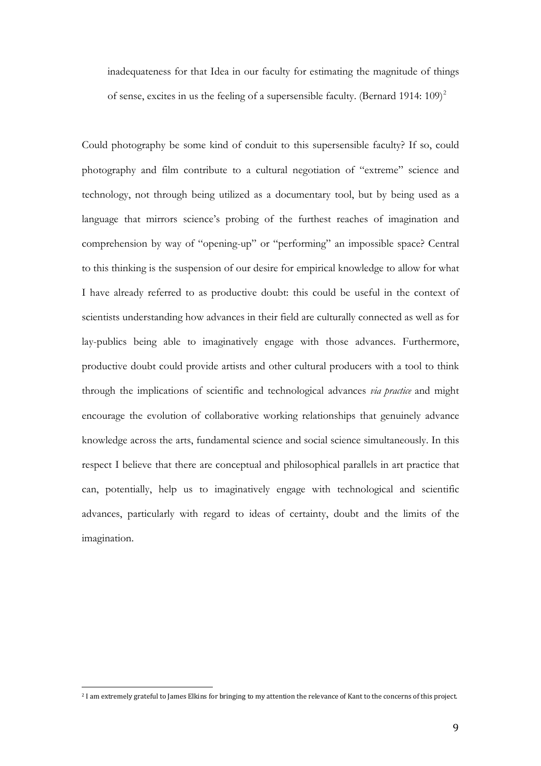> inadequateness for that Idea in our faculty for estimating the magnitude of things of sense, excites in us the feeling of a supersensible faculty. (Bernard 1914: 109)[2]

Could photography be some kind of conduit to this supersensible faculty? If so, could photography and film contribute to a cultural negotiation of "extreme" science and technology, not through being utilized as a documentary tool, but by being used as a language that mirrors science's probing of the furthest reaches of imagination and comprehension by way of "opening-up" or "performing" an impossible space? Central to this thinking is the suspension of our desire for empirical knowledge to allow for what I have already referred to as productive doubt: this could be useful in the context of scientists understanding how advances in their field are culturally connected as well as for lay-publics being able to imaginatively engage with those advances. Furthermore, productive doubt could provide artists and other cultural producers with a tool to think through the implications of scientific and technological advances *via practice* and might encourage the evolution of collaborative working relationships that genuinely advance knowledge across the arts, fundamental science and social science simultaneously. In this respect I believe that there are conceptual and philosophical parallels in art practice that can, potentially, help us to imaginatively engage with technological and scientific advances, particularly with regard to ideas of certainty, doubt and the limits of the imagination.

[2] I am extremely grateful to James Elkins for bringing to my attention the relevance of Kant to the concerns of this project.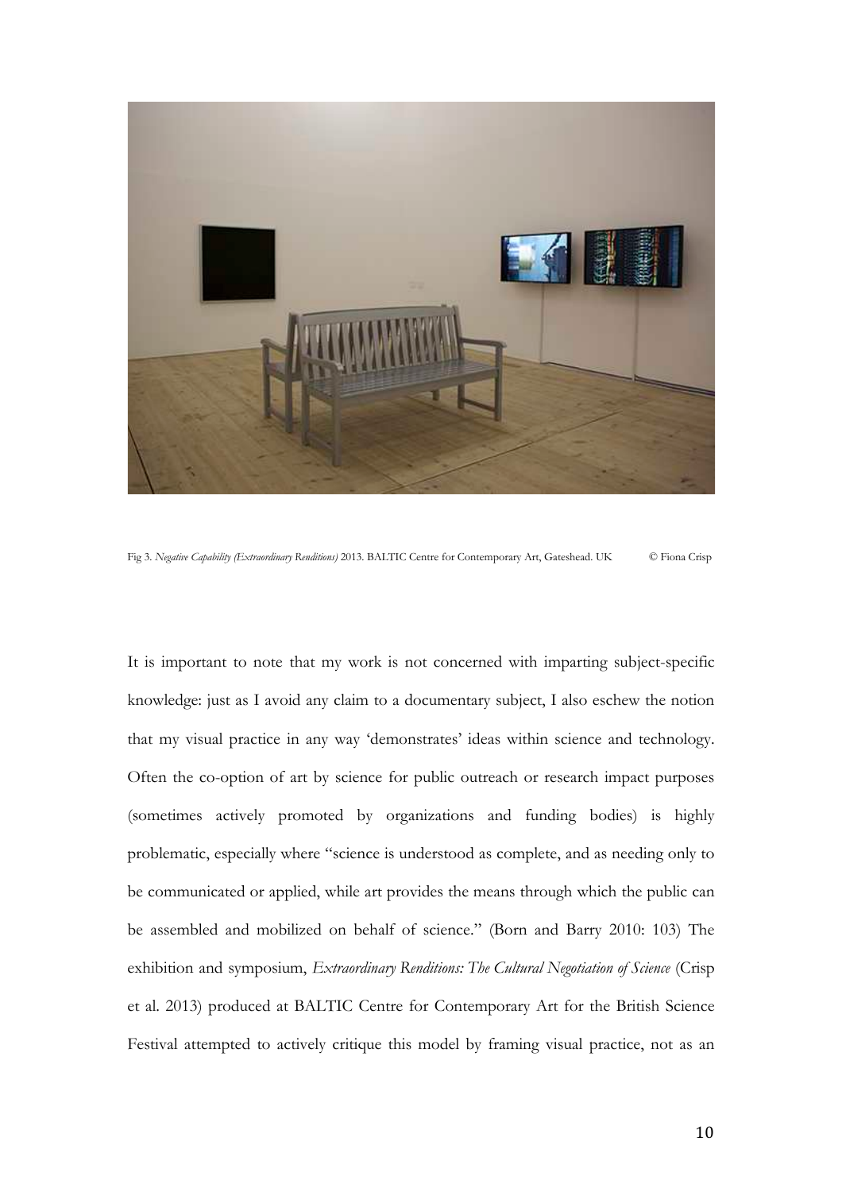Fig 3. *Negative Capability (Extraordinary Renditions)* 2013. BALTIC Centre for Contemporary Art, Gateshead. UK © Fiona Crisp

It is important to note that my work is not concerned with imparting subject-specific knowledge: just as I avoid any claim to a documentary subject, I also eschew the notion that my visual practice in any way 'demonstrates' ideas within science and technology. Often the co-option of art by science for public outreach or research impact purposes (sometimes actively promoted by organizations and funding bodies) is highly problematic, especially where "science is understood as complete, and as needing only to be communicated or applied, while art provides the means through which the public can be assembled and mobilized on behalf of science." (Born and Barry 2010: 103) The exhibition and symposium, *Extraordinary Renditions: The Cultural Negotiation of Science* (Crisp et al. 2013) produced at BALTIC Centre for Contemporary Art for the British Science Festival attempted to actively critique this model by framing visual practice, not as an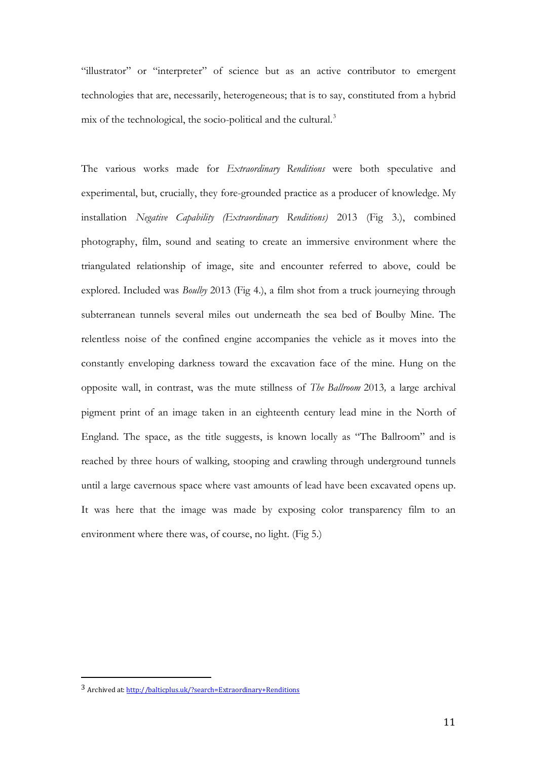"illustrator" or "interpreter" of science but as an active contributor to emergent technologies that are, necessarily, heterogeneous; that is to say, constituted from a hybrid mix of the technological, the socio-political and the cultural.[3]

The various works made for *Extraordinary Renditions* were both speculative and experimental, but, crucially, they fore-grounded practice as a producer of knowledge. My installation *Negative Capability (Extraordinary Renditions)* 2013 (Fig 3.), combined photography, film, sound and seating to create an immersive environment where the triangulated relationship of image, site and encounter referred to above, could be explored. Included was *Boulby* 2013 (Fig 4.), a film shot from a truck journeying through subterranean tunnels several miles out underneath the sea bed of Boulby Mine. The relentless noise of the confined engine accompanies the vehicle as it moves into the constantly enveloping darkness toward the excavation face of the mine. Hung on the opposite wall, in contrast, was the mute stillness of *The Ballroom* 2013*,* a large archival pigment print of an image taken in an eighteenth century lead mine in the North of England. The space, as the title suggests, is known locally as "The Ballroom" and is reached by three hours of walking, stooping and crawling through underground tunnels until a large cavernous space where vast amounts of lead have been excavated opens up. It was here that the image was made by exposing color transparency film to an environment where there was, of course, no light. (Fig 5.)

---

[3] Archived at: http://balticplus.uk/?search=Extraordinary+Renditions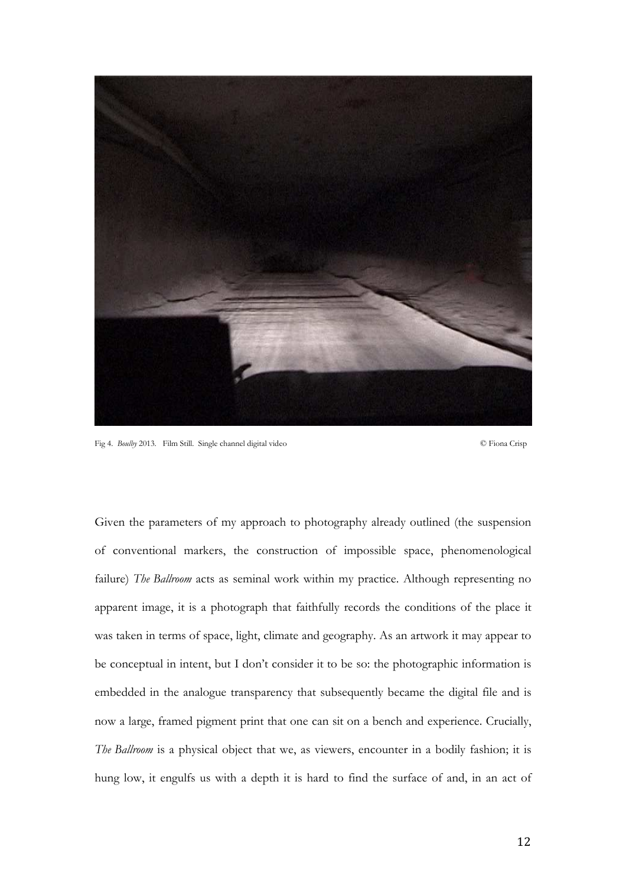Fig 4. *Boulby* 2013. Film Still. Single channel digital video © Fiona Crisp

Given the parameters of my approach to photography already outlined (the suspension of conventional markers, the construction of impossible space, phenomenological failure) *The Ballroom* acts as seminal work within my practice. Although representing no apparent image, it is a photograph that faithfully records the conditions of the place it was taken in terms of space, light, climate and geography. As an artwork it may appear to be conceptual in intent, but I don't consider it to be so: the photographic information is embedded in the analogue transparency that subsequently became the digital file and is now a large, framed pigment print that one can sit on a bench and experience. Crucially, *The Ballroom* is a physical object that we, as viewers, encounter in a bodily fashion; it is hung low, it engulfs us with a depth it is hard to find the surface of and, in an act of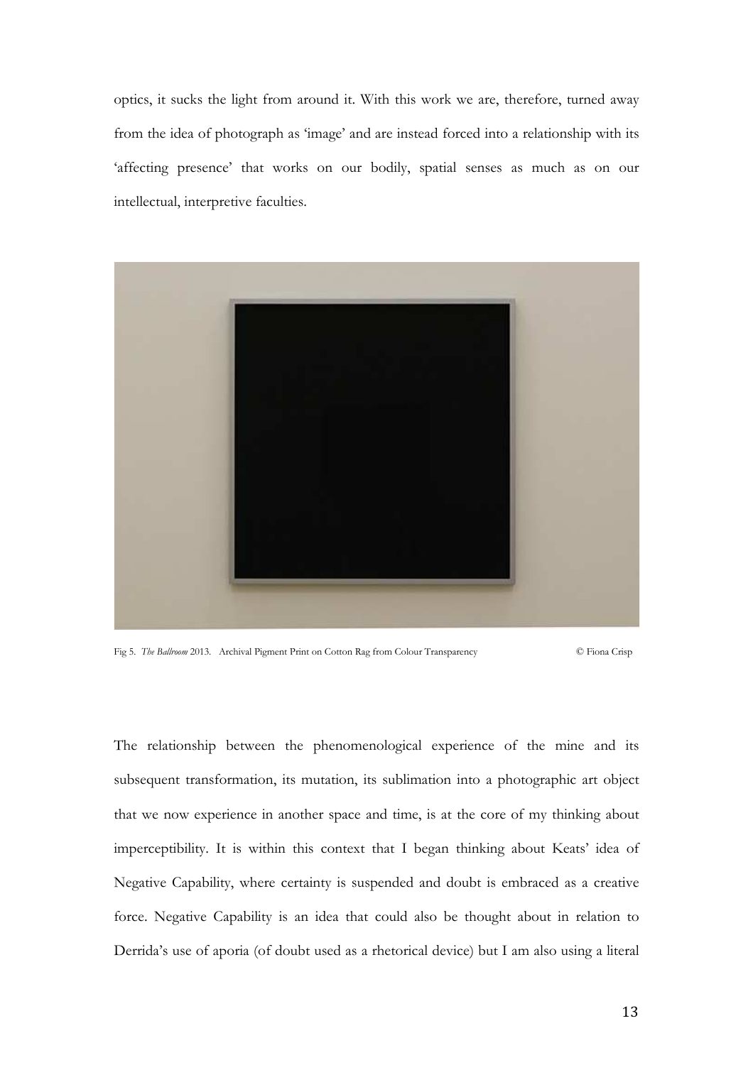optics, it sucks the light from around it. With this work we are, therefore, turned away from the idea of photograph as 'image' and are instead forced into a relationship with its 'affecting presence' that works on our bodily, spatial senses as much as on our intellectual, interpretive faculties.

Fig 5. *The Ballroom* 2013. Archival Pigment Print on Cotton Rag from Colour Transparency © Fiona Crisp

The relationship between the phenomenological experience of the mine and its subsequent transformation, its mutation, its sublimation into a photographic art object that we now experience in another space and time, is at the core of my thinking about imperceptibility. It is within this context that I began thinking about Keats' idea of Negative Capability, where certainty is suspended and doubt is embraced as a creative force. Negative Capability is an idea that could also be thought about in relation to Derrida's use of aporia (of doubt used as a rhetorical device) but I am also using a literal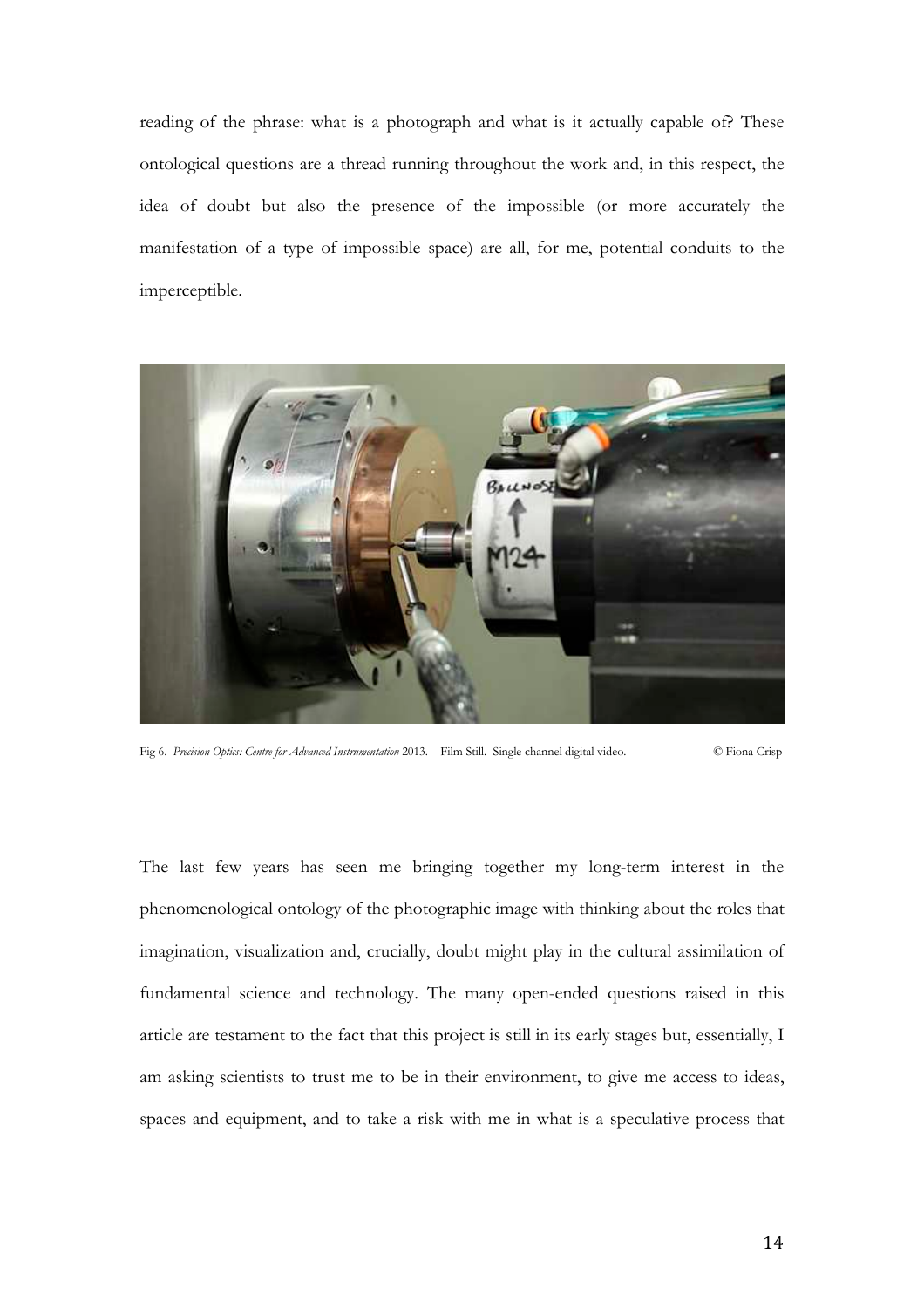reading of the phrase: what is a photograph and what is it actually capable of? These ontological questions are a thread running throughout the work and, in this respect, the idea of doubt but also the presence of the impossible (or more accurately the manifestation of a type of impossible space) are all, for me, potential conduits to the imperceptible.

Fig 6. *Precision Optics: Centre for Advanced Instrumentation* 2013. Film Still. Single channel digital video. © Fiona Crisp

The last few years has seen me bringing together my long-term interest in the phenomenological ontology of the photographic image with thinking about the roles that imagination, visualization and, crucially, doubt might play in the cultural assimilation of fundamental science and technology. The many open-ended questions raised in this article are testament to the fact that this project is still in its early stages but, essentially, I am asking scientists to trust me to be in their environment, to give me access to ideas, spaces and equipment, and to take a risk with me in what is a speculative process that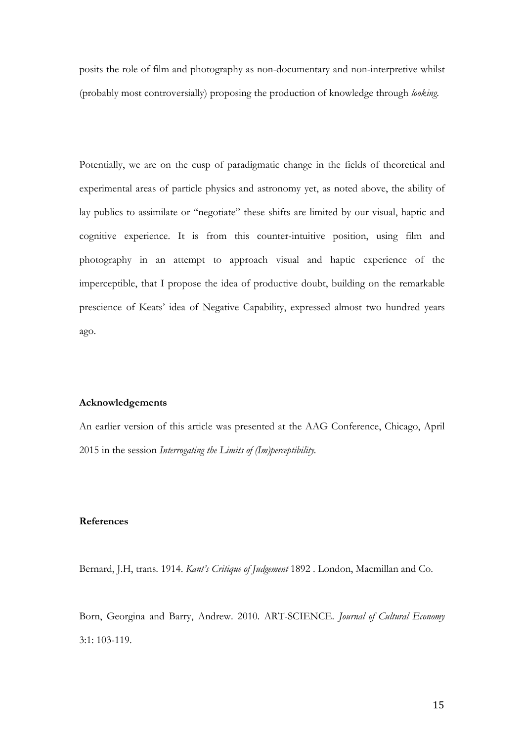posits the role of film and photography as non-documentary and non-interpretive whilst (probably most controversially) proposing the production of knowledge through *looking*.

Potentially, we are on the cusp of paradigmatic change in the fields of theoretical and experimental areas of particle physics and astronomy yet, as noted above, the ability of lay publics to assimilate or "negotiate" these shifts are limited by our visual, haptic and cognitive experience. It is from this counter-intuitive position, using film and photography in an attempt to approach visual and haptic experience of the imperceptible, that I propose the idea of productive doubt, building on the remarkable prescience of Keats' idea of Negative Capability, expressed almost two hundred years ago.

**Acknowledgements**

An earlier version of this article was presented at the AAG Conference, Chicago, April 2015 in the session *Interrogating the Limits of (Im)perceptibility.*

**References**

Bernard, J.H, trans. 1914. *Kant's Critique of Judgement* 1892 . London, Macmillan and Co.

Born, Georgina and Barry, Andrew. 2010. ART-SCIENCE. *Journal of Cultural Economy* 3:1: 103-119.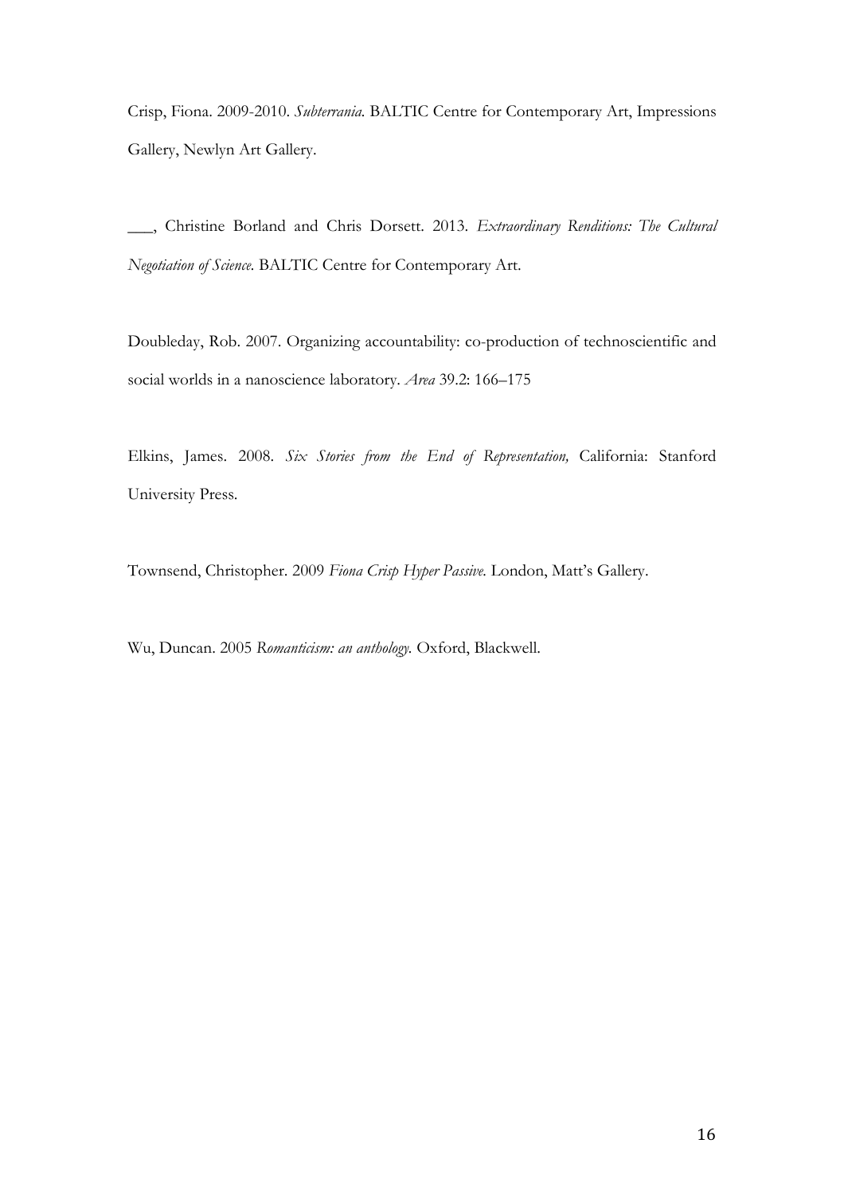Crisp, Fiona. 2009-2010. *Subterrania.* BALTIC Centre for Contemporary Art, Impressions Gallery, Newlyn Art Gallery.

___, Christine Borland and Chris Dorsett. 2013. *Extraordinary Renditions: The Cultural Negotiation of Science.* BALTIC Centre for Contemporary Art.

Doubleday, Rob. 2007. Organizing accountability: co-production of technoscientific and social worlds in a nanoscience laboratory. *Area* 39.2: 166–175

Elkins, James. 2008. *Six Stories from the End of Representation,* California: Stanford University Press.

Townsend, Christopher. 2009 *Fiona Crisp Hyper Passive.* London, Matt's Gallery.

Wu, Duncan. 2005 *Romanticism: an anthology.* Oxford, Blackwell.